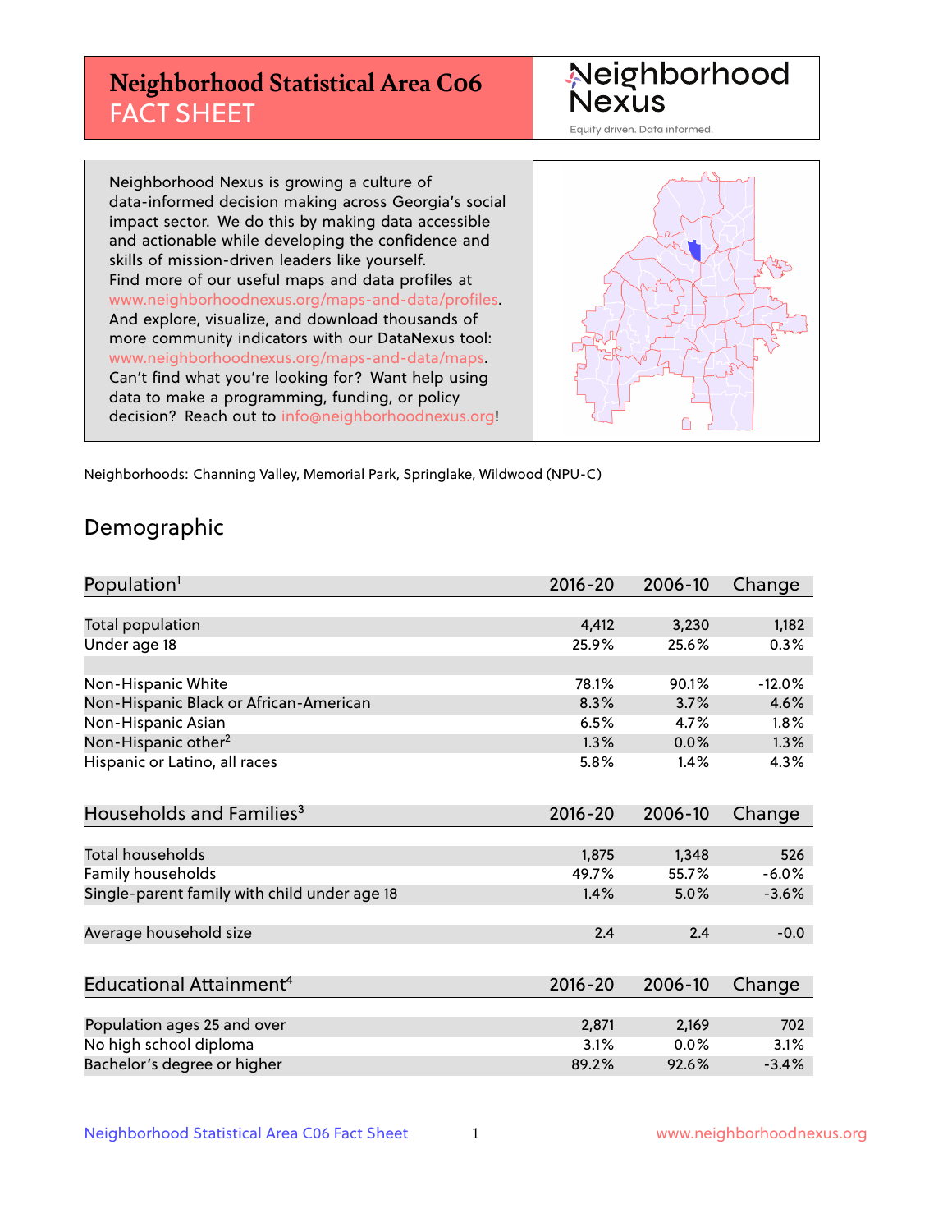# Neighborhood Statistical Area C06
## FACT SHEET

Neighborhood Nexus
Equity driven. Data informed.

Neighborhood Nexus is growing a culture of data-informed decision making across Georgia's social impact sector. We do this by making data accessible and actionable while developing the confidence and skills of mission-driven leaders like yourself. Find more of our useful maps and data profiles at www.neighborhoodnexus.org/maps-and-data/profiles. And explore, visualize, and download thousands of more community indicators with our DataNexus tool: www.neighborhoodnexus.org/maps-and-data/maps. Can't find what you're looking for? Want help using data to make a programming, funding, or policy decision? Reach out to info@neighborhoodnexus.org!

Neighborhoods: Channing Valley, Memorial Park, Springlake, Wildwood (NPU-C)

## Demographic

| Population[1] | 2016-20 | 2006-10 | Change |
|---|---|---|---|
| Total population | 4,412 | 3,230 | 1,182 |
| Under age 18 | 25.9% | 25.6% | 0.3% |
| | | | |
| Non-Hispanic White | 78.1% | 90.1% | -12.0% |
| Non-Hispanic Black or African-American | 8.3% | 3.7% | 4.6% |
| Non-Hispanic Asian | 6.5% | 4.7% | 1.8% |
| Non-Hispanic other[2] | 1.3% | 0.0% | 1.3% |
| Hispanic or Latino, all races | 5.8% | 1.4% | 4.3% |

| Households and Families[3] | 2016-20 | 2006-10 | Change |
|---|---|---|---|
| Total households | 1,875 | 1,348 | 526 |
| Family households | 49.7% | 55.7% | -6.0% |
| Single-parent family with child under age 18 | 1.4% | 5.0% | -3.6% |
| | | | |
| Average household size | 2.4 | 2.4 | -0.0 |

| Educational Attainment[4] | 2016-20 | 2006-10 | Change |
|---|---|---|---|
| Population ages 25 and over | 2,871 | 2,169 | 702 |
| No high school diploma | 3.1% | 0.0% | 3.1% |
| Bachelor's degree or higher | 89.2% | 92.6% | -3.4% |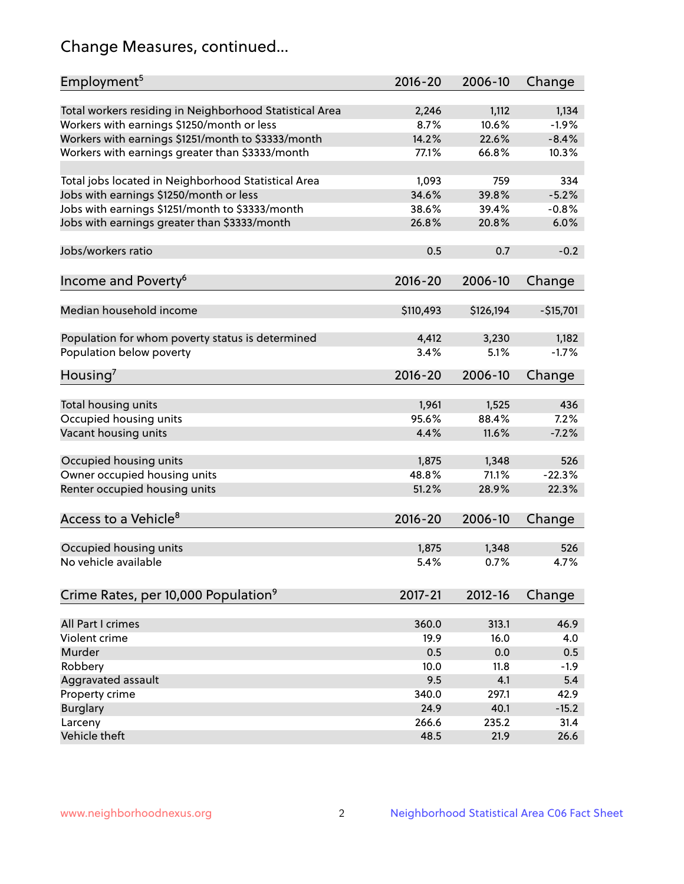## Change Measures, continued...

| Employment[5] | 2016-20 | 2006-10 | Change |
|---|---|---|---|
| Total workers residing in Neighborhood Statistical Area | 2,246 | 1,112 | 1,134 |
| Workers with earnings $1250/month or less | 8.7% | 10.6% | -1.9% |
| Workers with earnings $1251/month to $3333/month | 14.2% | 22.6% | -8.4% |
| Workers with earnings greater than $3333/month | 77.1% | 66.8% | 10.3% |
| | | | |
| Total jobs located in Neighborhood Statistical Area | 1,093 | 759 | 334 |
| Jobs with earnings $1250/month or less | 34.6% | 39.8% | -5.2% |
| Jobs with earnings $1251/month to $3333/month | 38.6% | 39.4% | -0.8% |
| Jobs with earnings greater than $3333/month | 26.8% | 20.8% | 6.0% |
| | | | |
| Jobs/workers ratio | 0.5 | 0.7 | -0.2 |

| Income and Poverty[6] | 2016-20 | 2006-10 | Change |
|---|---|---|---|
| Median household income | $110,493 | $126,194 | -$15,701 |
| | | | |
| Population for whom poverty status is determined | 4,412 | 3,230 | 1,182 |
| Population below poverty | 3.4% | 5.1% | -1.7% |

| Housing[7] | 2016-20 | 2006-10 | Change |
|---|---|---|---|
| Total housing units | 1,961 | 1,525 | 436 |
| Occupied housing units | 95.6% | 88.4% | 7.2% |
| Vacant housing units | 4.4% | 11.6% | -7.2% |
| | | | |
| Occupied housing units | 1,875 | 1,348 | 526 |
| Owner occupied housing units | 48.8% | 71.1% | -22.3% |
| Renter occupied housing units | 51.2% | 28.9% | 22.3% |

| Access to a Vehicle[8] | 2016-20 | 2006-10 | Change |
|---|---|---|---|
| Occupied housing units | 1,875 | 1,348 | 526 |
| No vehicle available | 5.4% | 0.7% | 4.7% |

| Crime Rates, per 10,000 Population[9] | 2017-21 | 2012-16 | Change |
|---|---|---|---|
| All Part I crimes | 360.0 | 313.1 | 46.9 |
| Violent crime | 19.9 | 16.0 | 4.0 |
| Murder | 0.5 | 0.0 | 0.5 |
| Robbery | 10.0 | 11.8 | -1.9 |
| Aggravated assault | 9.5 | 4.1 | 5.4 |
| Property crime | 340.0 | 297.1 | 42.9 |
| Burglary | 24.9 | 40.1 | -15.2 |
| Larceny | 266.6 | 235.2 | 31.4 |
| Vehicle theft | 48.5 | 21.9 | 26.6 |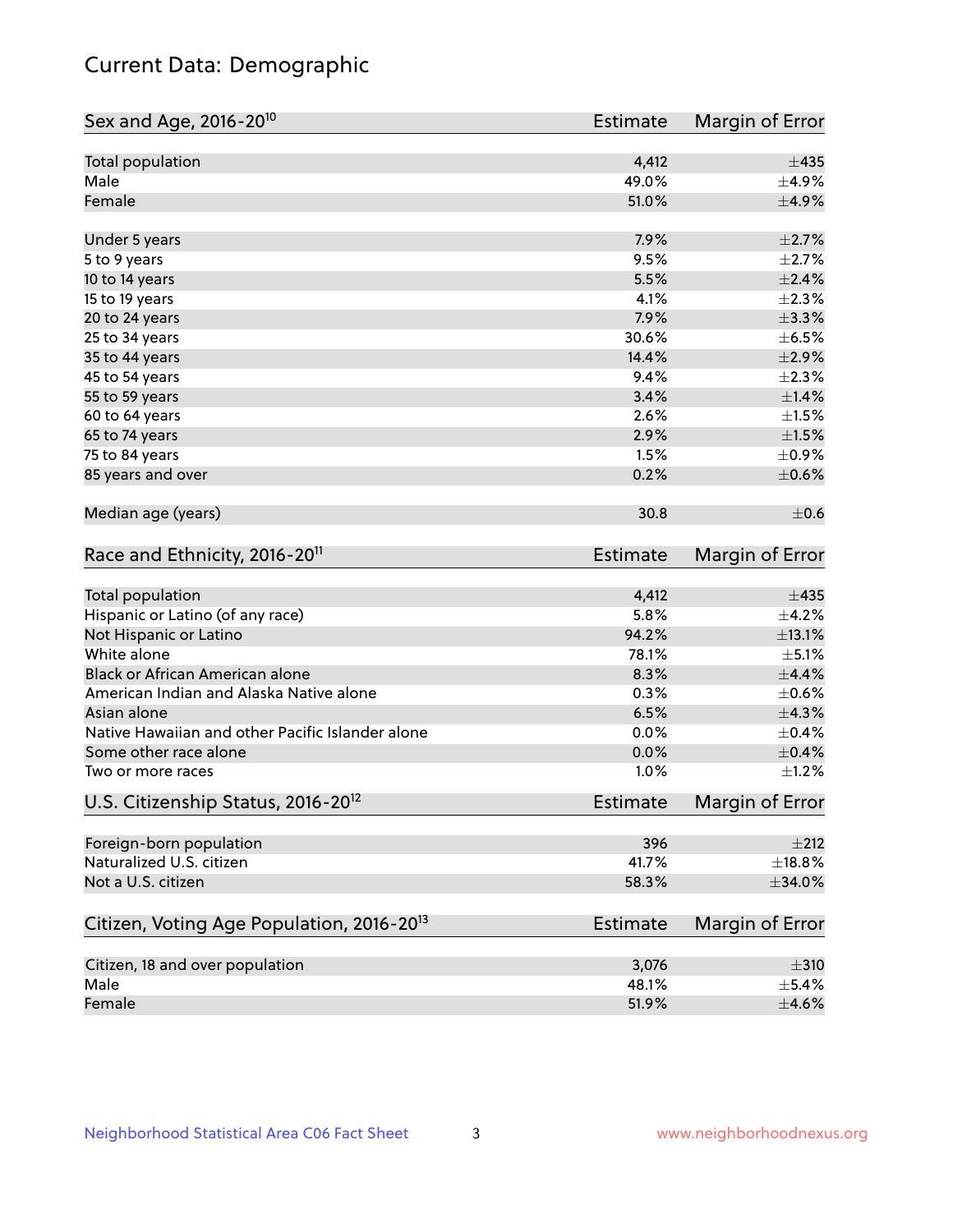# Current Data: Demographic

| Sex and Age, 2016-20[10] | Estimate | Margin of Error |
|---|---|---|
| Total population | 4,412 | ±435 |
| Male | 49.0% | ±4.9% |
| Female | 51.0% | ±4.9% |
| Under 5 years | 7.9% | ±2.7% |
| 5 to 9 years | 9.5% | ±2.7% |
| 10 to 14 years | 5.5% | ±2.4% |
| 15 to 19 years | 4.1% | ±2.3% |
| 20 to 24 years | 7.9% | ±3.3% |
| 25 to 34 years | 30.6% | ±6.5% |
| 35 to 44 years | 14.4% | ±2.9% |
| 45 to 54 years | 9.4% | ±2.3% |
| 55 to 59 years | 3.4% | ±1.4% |
| 60 to 64 years | 2.6% | ±1.5% |
| 65 to 74 years | 2.9% | ±1.5% |
| 75 to 84 years | 1.5% | ±0.9% |
| 85 years and over | 0.2% | ±0.6% |
| Median age (years) | 30.8 | ±0.6 |

| Race and Ethnicity, 2016-20[11] | Estimate | Margin of Error |
|---|---|---|
| Total population | 4,412 | ±435 |
| Hispanic or Latino (of any race) | 5.8% | ±4.2% |
| Not Hispanic or Latino | 94.2% | ±13.1% |
| White alone | 78.1% | ±5.1% |
| Black or African American alone | 8.3% | ±4.4% |
| American Indian and Alaska Native alone | 0.3% | ±0.6% |
| Asian alone | 6.5% | ±4.3% |
| Native Hawaiian and other Pacific Islander alone | 0.0% | ±0.4% |
| Some other race alone | 0.0% | ±0.4% |
| Two or more races | 1.0% | ±1.2% |

| U.S. Citizenship Status, 2016-20[12] | Estimate | Margin of Error |
|---|---|---|
| Foreign-born population | 396 | ±212 |
| Naturalized U.S. citizen | 41.7% | ±18.8% |
| Not a U.S. citizen | 58.3% | ±34.0% |

| Citizen, Voting Age Population, 2016-20[13] | Estimate | Margin of Error |
|---|---|---|
| Citizen, 18 and over population | 3,076 | ±310 |
| Male | 48.1% | ±5.4% |
| Female | 51.9% | ±4.6% |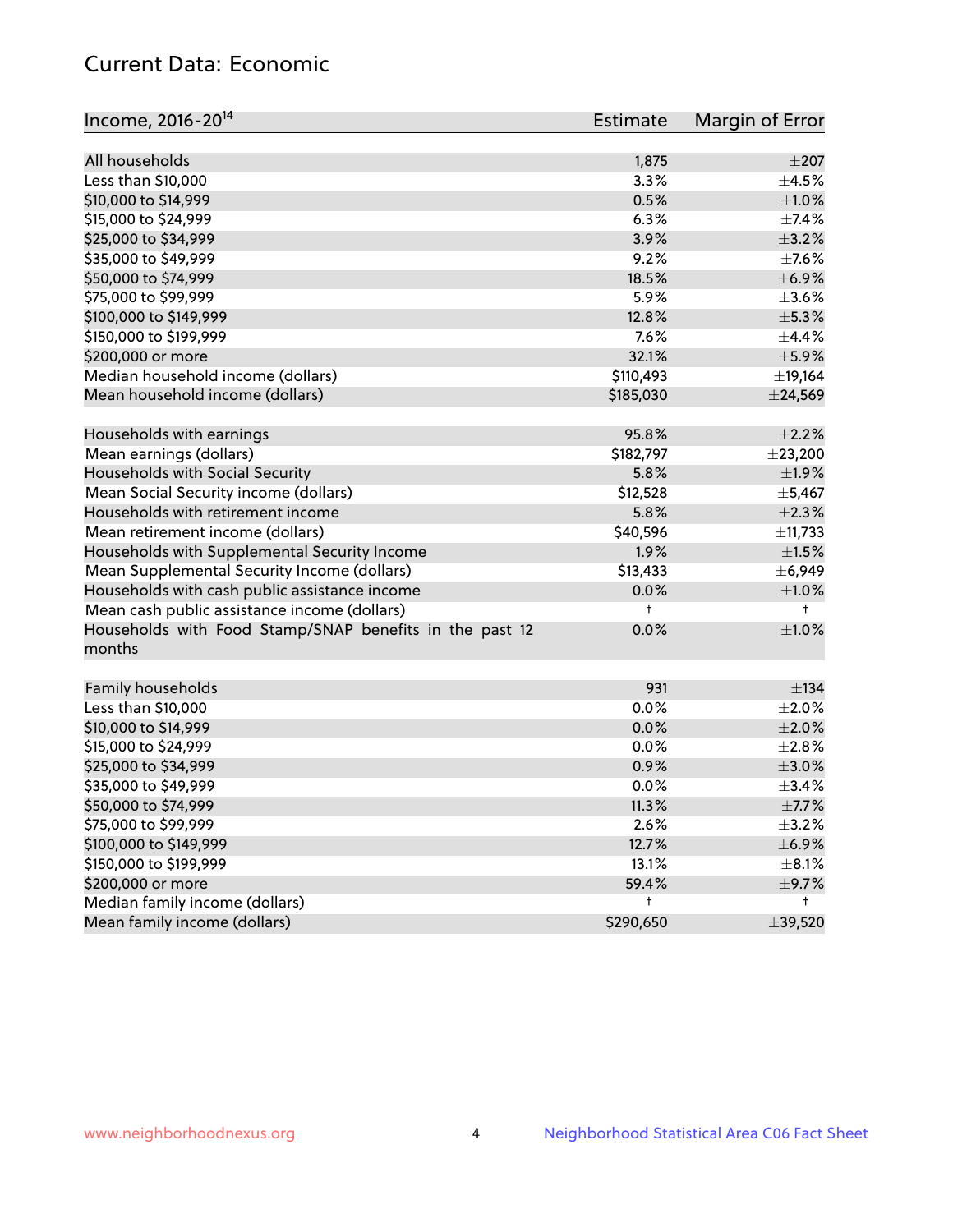## Current Data: Economic

| Income, 2016-20[14] | Estimate | Margin of Error |
|---|---|---|
| All households | 1,875 | ±207 |
| Less than $10,000 | 3.3% | ±4.5% |
| $10,000 to $14,999 | 0.5% | ±1.0% |
| $15,000 to $24,999 | 6.3% | ±7.4% |
| $25,000 to $34,999 | 3.9% | ±3.2% |
| $35,000 to $49,999 | 9.2% | ±7.6% |
| $50,000 to $74,999 | 18.5% | ±6.9% |
| $75,000 to $99,999 | 5.9% | ±3.6% |
| $100,000 to $149,999 | 12.8% | ±5.3% |
| $150,000 to $199,999 | 7.6% | ±4.4% |
| $200,000 or more | 32.1% | ±5.9% |
| Median household income (dollars) | $110,493 | ±19,164 |
| Mean household income (dollars) | $185,030 | ±24,569 |
| | | |
| Households with earnings | 95.8% | ±2.2% |
| Mean earnings (dollars) | $182,797 | ±23,200 |
| Households with Social Security | 5.8% | ±1.9% |
| Mean Social Security income (dollars) | $12,528 | ±5,467 |
| Households with retirement income | 5.8% | ±2.3% |
| Mean retirement income (dollars) | $40,596 | ±11,733 |
| Households with Supplemental Security Income | 1.9% | ±1.5% |
| Mean Supplemental Security Income (dollars) | $13,433 | ±6,949 |
| Households with cash public assistance income | 0.0% | ±1.0% |
| Mean cash public assistance income (dollars) | † | † |
| Households with Food Stamp/SNAP benefits in the past 12 months | 0.0% | ±1.0% |
| | | |
| Family households | 931 | ±134 |
| Less than $10,000 | 0.0% | ±2.0% |
| $10,000 to $14,999 | 0.0% | ±2.0% |
| $15,000 to $24,999 | 0.0% | ±2.8% |
| $25,000 to $34,999 | 0.9% | ±3.0% |
| $35,000 to $49,999 | 0.0% | ±3.4% |
| $50,000 to $74,999 | 11.3% | ±7.7% |
| $75,000 to $99,999 | 2.6% | ±3.2% |
| $100,000 to $149,999 | 12.7% | ±6.9% |
| $150,000 to $199,999 | 13.1% | ±8.1% |
| $200,000 or more | 59.4% | ±9.7% |
| Median family income (dollars) | † | † |
| Mean family income (dollars) | $290,650 | ±39,520 |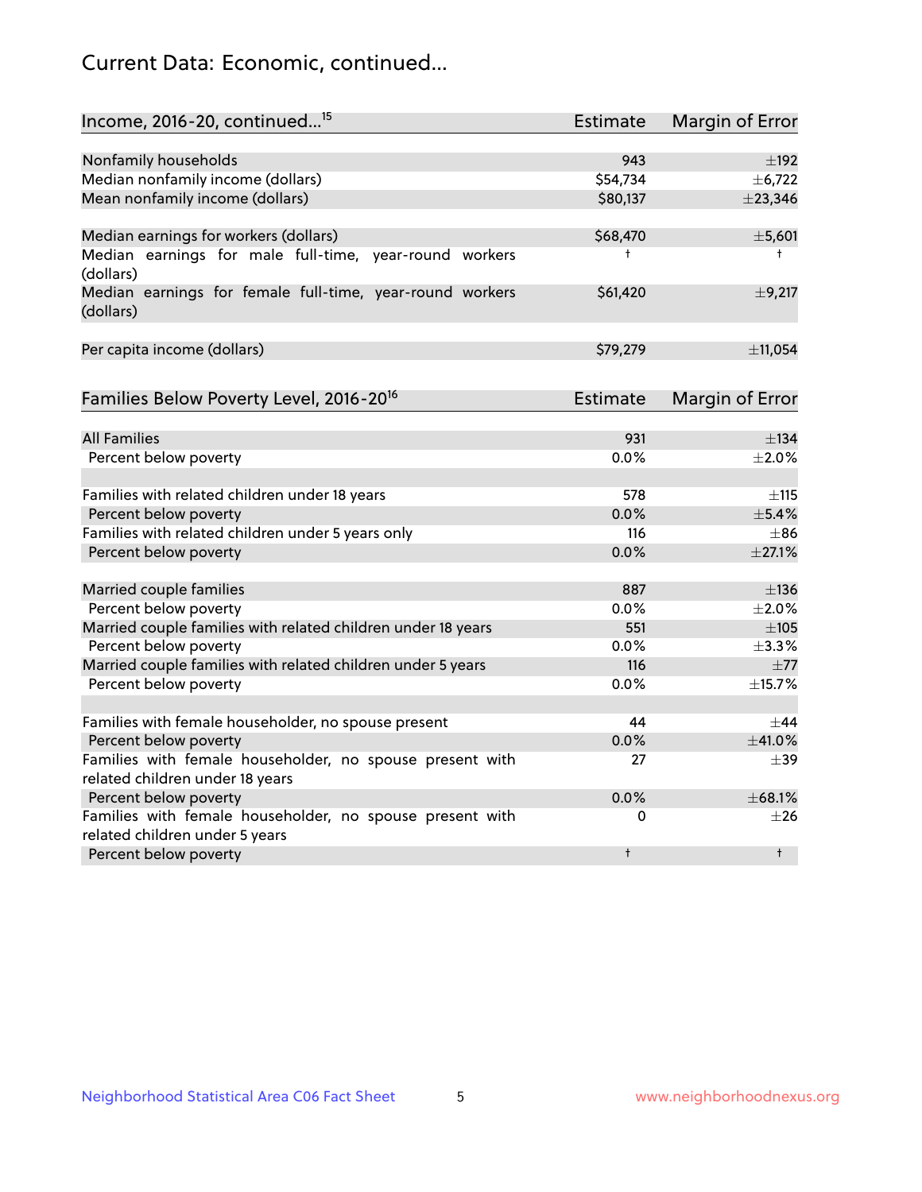## Current Data: Economic, continued...

| Income, 2016-20, continued...[15] | Estimate | Margin of Error |
|---|---|---|
| Nonfamily households | 943 | ±192 |
| Median nonfamily income (dollars) | $54,734 | ±6,722 |
| Mean nonfamily income (dollars) | $80,137 | ±23,346 |
| | | |
| Median earnings for workers (dollars) | $68,470 | ±5,601 |
| Median earnings for male full-time, year-round workers (dollars) | † | † |
| Median earnings for female full-time, year-round workers (dollars) | $61,420 | ±9,217 |
| | | |
| Per capita income (dollars) | $79,279 | ±11,054 |

| Families Below Poverty Level, 2016-20[16] | Estimate | Margin of Error |
|---|---|---|
| All Families | 931 | ±134 |
| Percent below poverty | 0.0% | ±2.0% |
| | | |
| Families with related children under 18 years | 578 | ±115 |
| Percent below poverty | 0.0% | ±5.4% |
| Families with related children under 5 years only | 116 | ±86 |
| Percent below poverty | 0.0% | ±27.1% |
| | | |
| Married couple families | 887 | ±136 |
| Percent below poverty | 0.0% | ±2.0% |
| Married couple families with related children under 18 years | 551 | ±105 |
| Percent below poverty | 0.0% | ±3.3% |
| Married couple families with related children under 5 years | 116 | ±77 |
| Percent below poverty | 0.0% | ±15.7% |
| | | |
| Families with female householder, no spouse present | 44 | ±44 |
| Percent below poverty | 0.0% | ±41.0% |
| Families with female householder, no spouse present with related children under 18 years | 27 | ±39 |
| Percent below poverty | 0.0% | ±68.1% |
| Families with female householder, no spouse present with related children under 5 years | 0 | ±26 |
| Percent below poverty | † | † |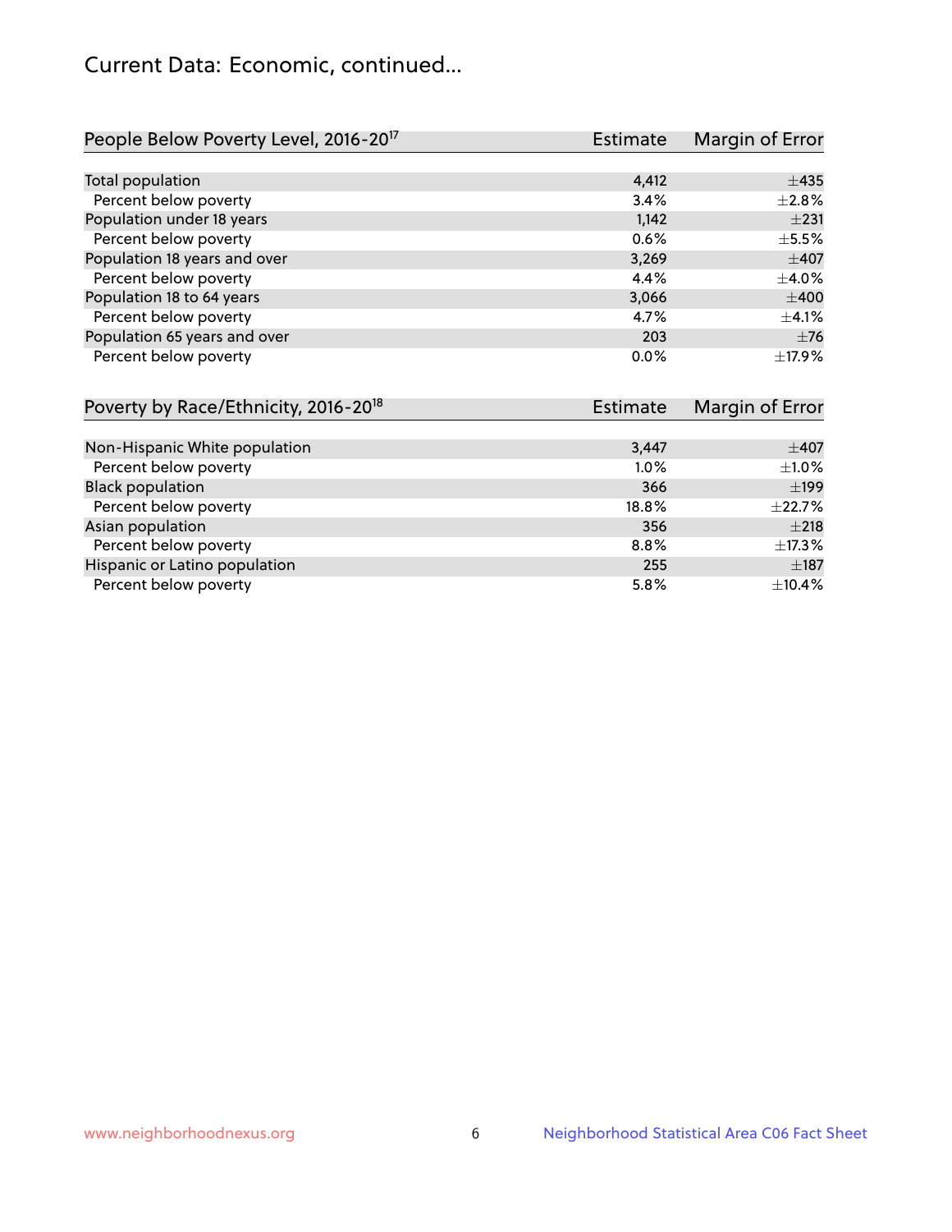# Current Data: Economic, continued...

| People Below Poverty Level, 2016-20[17] | Estimate | Margin of Error |
|---|---|---|
| Total population | 4,412 | ±435 |
| Percent below poverty | 3.4% | ±2.8% |
| Population under 18 years | 1,142 | ±231 |
| Percent below poverty | 0.6% | ±5.5% |
| Population 18 years and over | 3,269 | ±407 |
| Percent below poverty | 4.4% | ±4.0% |
| Population 18 to 64 years | 3,066 | ±400 |
| Percent below poverty | 4.7% | ±4.1% |
| Population 65 years and over | 203 | ±76 |
| Percent below poverty | 0.0% | ±17.9% |

| Poverty by Race/Ethnicity, 2016-20[18] | Estimate | Margin of Error |
|---|---|---|
| Non-Hispanic White population | 3,447 | ±407 |
| Percent below poverty | 1.0% | ±1.0% |
| Black population | 366 | ±199 |
| Percent below poverty | 18.8% | ±22.7% |
| Asian population | 356 | ±218 |
| Percent below poverty | 8.8% | ±17.3% |
| Hispanic or Latino population | 255 | ±187 |
| Percent below poverty | 5.8% | ±10.4% |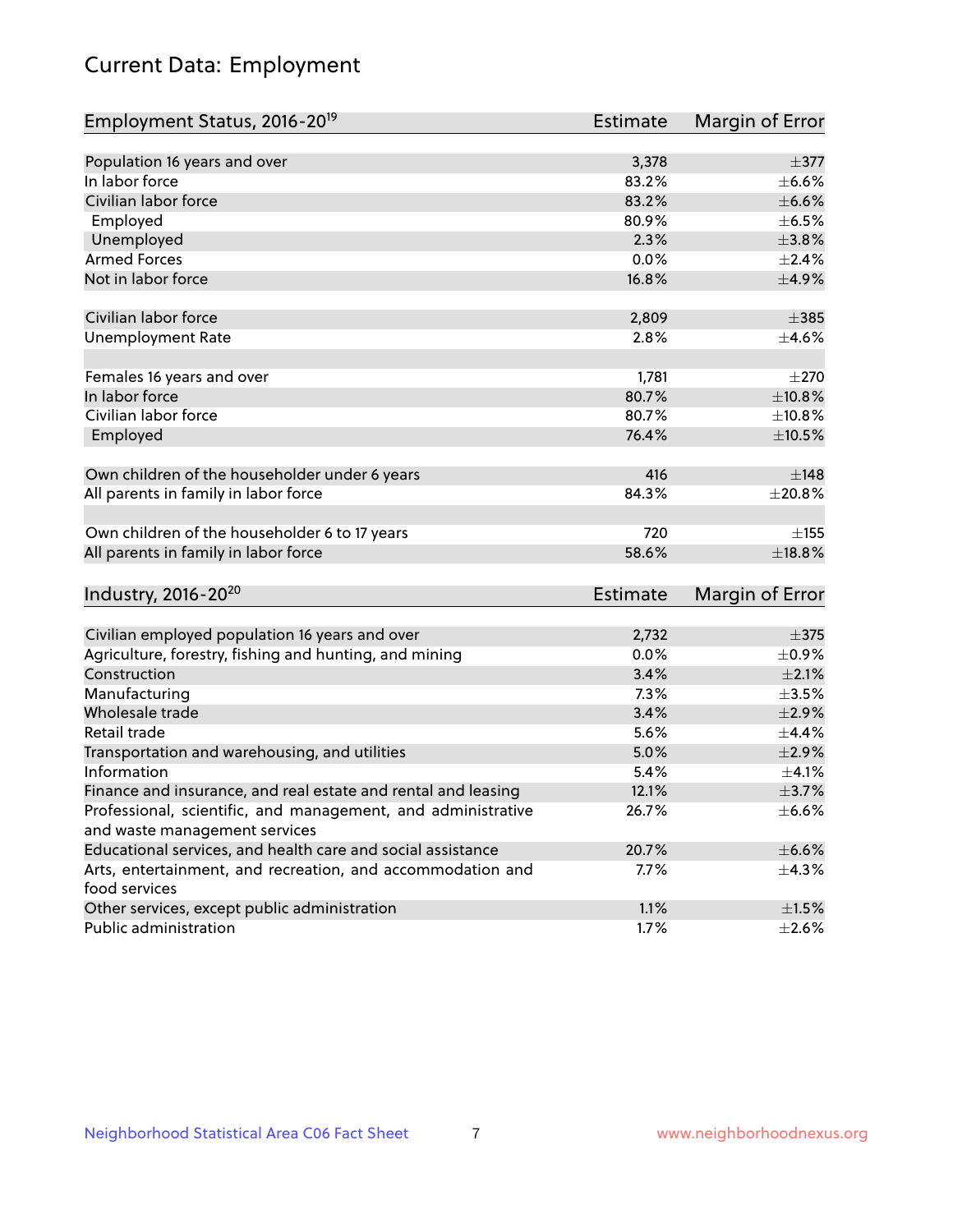# Current Data: Employment

| Employment Status, 2016-20[19] | Estimate | Margin of Error |
|---|---|---|
| Population 16 years and over | 3,378 | ±377 |
| In labor force | 83.2% | ±6.6% |
| Civilian labor force | 83.2% | ±6.6% |
| Employed | 80.9% | ±6.5% |
| Unemployed | 2.3% | ±3.8% |
| Armed Forces | 0.0% | ±2.4% |
| Not in labor force | 16.8% | ±4.9% |
| | | |
| Civilian labor force | 2,809 | ±385 |
| Unemployment Rate | 2.8% | ±4.6% |
| | | |
| Females 16 years and over | 1,781 | ±270 |
| In labor force | 80.7% | ±10.8% |
| Civilian labor force | 80.7% | ±10.8% |
| Employed | 76.4% | ±10.5% |
| | | |
| Own children of the householder under 6 years | 416 | ±148 |
| All parents in family in labor force | 84.3% | ±20.8% |
| | | |
| Own children of the householder 6 to 17 years | 720 | ±155 |
| All parents in family in labor force | 58.6% | ±18.8% |

| Industry, 2016-20[20] | Estimate | Margin of Error |
|---|---|---|
| Civilian employed population 16 years and over | 2,732 | ±375 |
| Agriculture, forestry, fishing and hunting, and mining | 0.0% | ±0.9% |
| Construction | 3.4% | ±2.1% |
| Manufacturing | 7.3% | ±3.5% |
| Wholesale trade | 3.4% | ±2.9% |
| Retail trade | 5.6% | ±4.4% |
| Transportation and warehousing, and utilities | 5.0% | ±2.9% |
| Information | 5.4% | ±4.1% |
| Finance and insurance, and real estate and rental and leasing | 12.1% | ±3.7% |
| Professional, scientific, and management, and administrative and waste management services | 26.7% | ±6.6% |
| Educational services, and health care and social assistance | 20.7% | ±6.6% |
| Arts, entertainment, and recreation, and accommodation and food services | 7.7% | ±4.3% |
| Other services, except public administration | 1.1% | ±1.5% |
| Public administration | 1.7% | ±2.6% |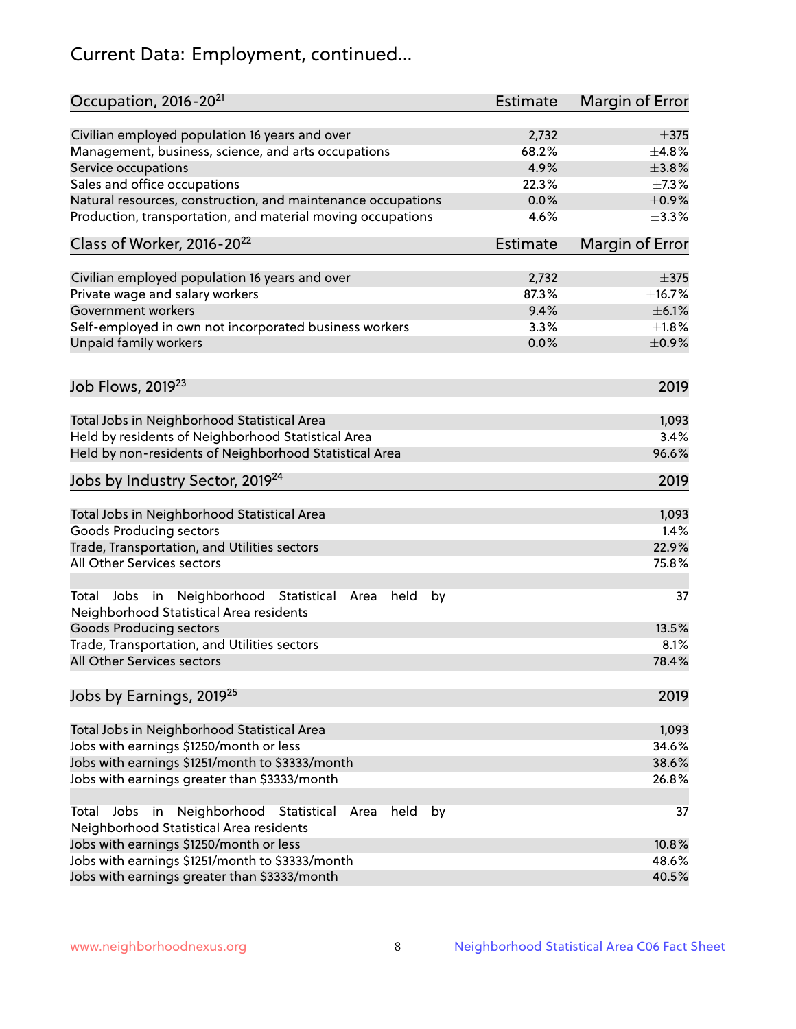# Current Data: Employment, continued...

| Occupation, 2016-20[21] | Estimate | Margin of Error |
|---|---|---|
| Civilian employed population 16 years and over | 2,732 | ±375 |
| Management, business, science, and arts occupations | 68.2% | ±4.8% |
| Service occupations | 4.9% | ±3.8% |
| Sales and office occupations | 22.3% | ±7.3% |
| Natural resources, construction, and maintenance occupations | 0.0% | ±0.9% |
| Production, transportation, and material moving occupations | 4.6% | ±3.3% |

| Class of Worker, 2016-20[22] | Estimate | Margin of Error |
|---|---|---|
| Civilian employed population 16 years and over | 2,732 | ±375 |
| Private wage and salary workers | 87.3% | ±16.7% |
| Government workers | 9.4% | ±6.1% |
| Self-employed in own not incorporated business workers | 3.3% | ±1.8% |
| Unpaid family workers | 0.0% | ±0.9% |

| Job Flows, 2019[23] | 2019 |
|---|---|
| Total Jobs in Neighborhood Statistical Area | 1,093 |
| Held by residents of Neighborhood Statistical Area | 3.4% |
| Held by non-residents of Neighborhood Statistical Area | 96.6% |

| Jobs by Industry Sector, 2019[24] | 2019 |
|---|---|
| Total Jobs in Neighborhood Statistical Area | 1,093 |
| Goods Producing sectors | 1.4% |
| Trade, Transportation, and Utilities sectors | 22.9% |
| All Other Services sectors | 75.8% |
| Total Jobs in Neighborhood Statistical Area held by Neighborhood Statistical Area residents | 37 |
| Goods Producing sectors | 13.5% |
| Trade, Transportation, and Utilities sectors | 8.1% |
| All Other Services sectors | 78.4% |

| Jobs by Earnings, 2019[25] | 2019 |
|---|---|
| Total Jobs in Neighborhood Statistical Area | 1,093 |
| Jobs with earnings $1250/month or less | 34.6% |
| Jobs with earnings $1251/month to $3333/month | 38.6% |
| Jobs with earnings greater than $3333/month | 26.8% |
| Total Jobs in Neighborhood Statistical Area held by Neighborhood Statistical Area residents | 37 |
| Jobs with earnings $1250/month or less | 10.8% |
| Jobs with earnings $1251/month to $3333/month | 48.6% |
| Jobs with earnings greater than $3333/month | 40.5% |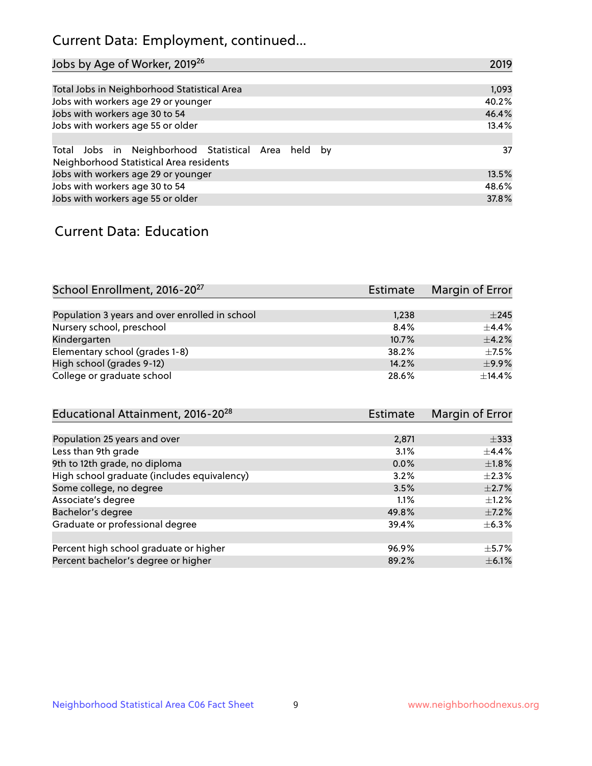## Current Data: Employment, continued...

| Jobs by Age of Worker, 2019[26] | 2019 |
|---|---|
| Total Jobs in Neighborhood Statistical Area | 1,093 |
| Jobs with workers age 29 or younger | 40.2% |
| Jobs with workers age 30 to 54 | 46.4% |
| Jobs with workers age 55 or older | 13.4% |
| | |
| Total Jobs in Neighborhood Statistical Area held by Neighborhood Statistical Area residents | 37 |
| Jobs with workers age 29 or younger | 13.5% |
| Jobs with workers age 30 to 54 | 48.6% |
| Jobs with workers age 55 or older | 37.8% |

## Current Data: Education

| School Enrollment, 2016-20[27] | Estimate | Margin of Error |
|---|---|---|
| Population 3 years and over enrolled in school | 1,238 | ±245 |
| Nursery school, preschool | 8.4% | ±4.4% |
| Kindergarten | 10.7% | ±4.2% |
| Elementary school (grades 1-8) | 38.2% | ±7.5% |
| High school (grades 9-12) | 14.2% | ±9.9% |
| College or graduate school | 28.6% | ±14.4% |

| Educational Attainment, 2016-20[28] | Estimate | Margin of Error |
|---|---|---|
| Population 25 years and over | 2,871 | ±333 |
| Less than 9th grade | 3.1% | ±4.4% |
| 9th to 12th grade, no diploma | 0.0% | ±1.8% |
| High school graduate (includes equivalency) | 3.2% | ±2.3% |
| Some college, no degree | 3.5% | ±2.7% |
| Associate's degree | 1.1% | ±1.2% |
| Bachelor's degree | 49.8% | ±7.2% |
| Graduate or professional degree | 39.4% | ±6.3% |
| | | |
| Percent high school graduate or higher | 96.9% | ±5.7% |
| Percent bachelor's degree or higher | 89.2% | ±6.1% |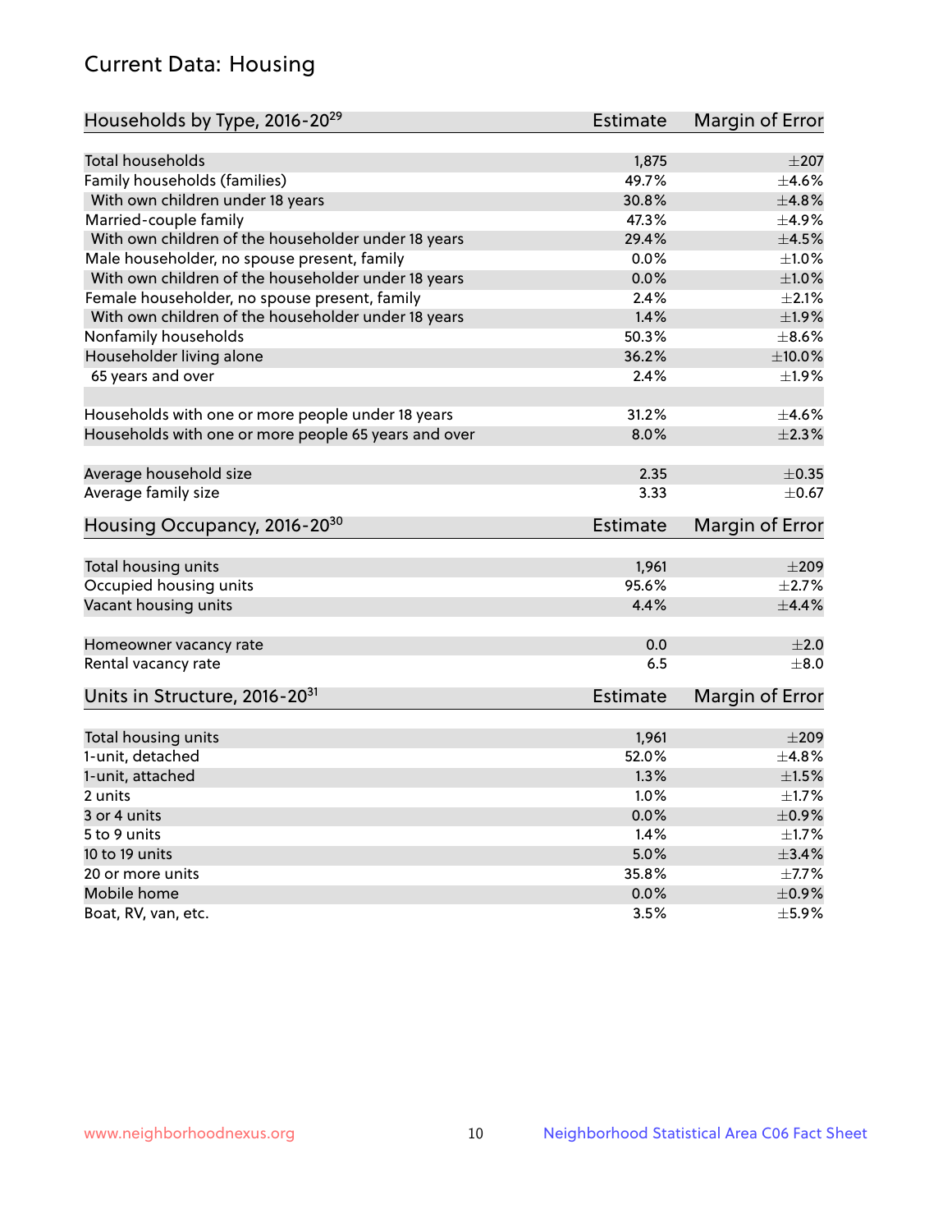## Current Data: Housing

| Households by Type, 2016-20[29] | Estimate | Margin of Error |
|---|---|---|
| Total households | 1,875 | ±207 |
| Family households (families) | 49.7% | ±4.6% |
| With own children under 18 years | 30.8% | ±4.8% |
| Married-couple family | 47.3% | ±4.9% |
| With own children of the householder under 18 years | 29.4% | ±4.5% |
| Male householder, no spouse present, family | 0.0% | ±1.0% |
| With own children of the householder under 18 years | 0.0% | ±1.0% |
| Female householder, no spouse present, family | 2.4% | ±2.1% |
| With own children of the householder under 18 years | 1.4% | ±1.9% |
| Nonfamily households | 50.3% | ±8.6% |
| Householder living alone | 36.2% | ±10.0% |
| 65 years and over | 2.4% | ±1.9% |
| Households with one or more people under 18 years | 31.2% | ±4.6% |
| Households with one or more people 65 years and over | 8.0% | ±2.3% |
| Average household size | 2.35 | ±0.35 |
| Average family size | 3.33 | ±0.67 |

| Housing Occupancy, 2016-20[30] | Estimate | Margin of Error |
|---|---|---|
| Total housing units | 1,961 | ±209 |
| Occupied housing units | 95.6% | ±2.7% |
| Vacant housing units | 4.4% | ±4.4% |
| Homeowner vacancy rate | 0.0 | ±2.0 |
| Rental vacancy rate | 6.5 | ±8.0 |

| Units in Structure, 2016-20[31] | Estimate | Margin of Error |
|---|---|---|
| Total housing units | 1,961 | ±209 |
| 1-unit, detached | 52.0% | ±4.8% |
| 1-unit, attached | 1.3% | ±1.5% |
| 2 units | 1.0% | ±1.7% |
| 3 or 4 units | 0.0% | ±0.9% |
| 5 to 9 units | 1.4% | ±1.7% |
| 10 to 19 units | 5.0% | ±3.4% |
| 20 or more units | 35.8% | ±7.7% |
| Mobile home | 0.0% | ±0.9% |
| Boat, RV, van, etc. | 3.5% | ±5.9% |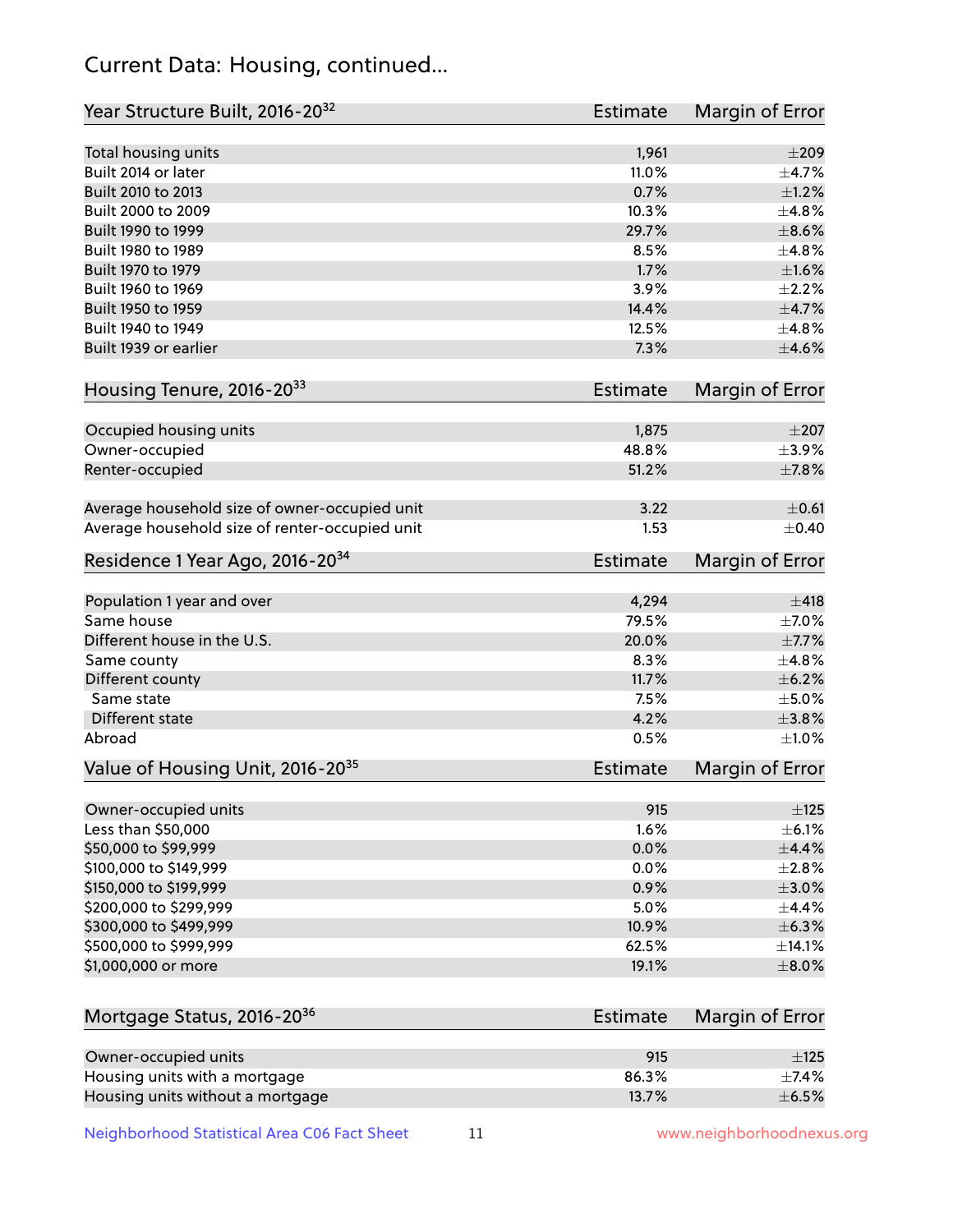## Current Data: Housing, continued...

| Year Structure Built, 2016-20[32] | Estimate | Margin of Error |
|---|---|---|
| Total housing units | 1,961 | ±209 |
| Built 2014 or later | 11.0% | ±4.7% |
| Built 2010 to 2013 | 0.7% | ±1.2% |
| Built 2000 to 2009 | 10.3% | ±4.8% |
| Built 1990 to 1999 | 29.7% | ±8.6% |
| Built 1980 to 1989 | 8.5% | ±4.8% |
| Built 1970 to 1979 | 1.7% | ±1.6% |
| Built 1960 to 1969 | 3.9% | ±2.2% |
| Built 1950 to 1959 | 14.4% | ±4.7% |
| Built 1940 to 1949 | 12.5% | ±4.8% |
| Built 1939 or earlier | 7.3% | ±4.6% |

| Housing Tenure, 2016-20[33] | Estimate | Margin of Error |
|---|---|---|
| Occupied housing units | 1,875 | ±207 |
| Owner-occupied | 48.8% | ±3.9% |
| Renter-occupied | 51.2% | ±7.8% |
| Average household size of owner-occupied unit | 3.22 | ±0.61 |
| Average household size of renter-occupied unit | 1.53 | ±0.40 |

| Residence 1 Year Ago, 2016-20[34] | Estimate | Margin of Error |
|---|---|---|
| Population 1 year and over | 4,294 | ±418 |
| Same house | 79.5% | ±7.0% |
| Different house in the U.S. | 20.0% | ±7.7% |
| Same county | 8.3% | ±4.8% |
| Different county | 11.7% | ±6.2% |
| Same state | 7.5% | ±5.0% |
| Different state | 4.2% | ±3.8% |
| Abroad | 0.5% | ±1.0% |

| Value of Housing Unit, 2016-20[35] | Estimate | Margin of Error |
|---|---|---|
| Owner-occupied units | 915 | ±125 |
| Less than $50,000 | 1.6% | ±6.1% |
| $50,000 to $99,999 | 0.0% | ±4.4% |
| $100,000 to $149,999 | 0.0% | ±2.8% |
| $150,000 to $199,999 | 0.9% | ±3.0% |
| $200,000 to $299,999 | 5.0% | ±4.4% |
| $300,000 to $499,999 | 10.9% | ±6.3% |
| $500,000 to $999,999 | 62.5% | ±14.1% |
| $1,000,000 or more | 19.1% | ±8.0% |

| Mortgage Status, 2016-20[36] | Estimate | Margin of Error |
|---|---|---|
| Owner-occupied units | 915 | ±125 |
| Housing units with a mortgage | 86.3% | ±7.4% |
| Housing units without a mortgage | 13.7% | ±6.5% |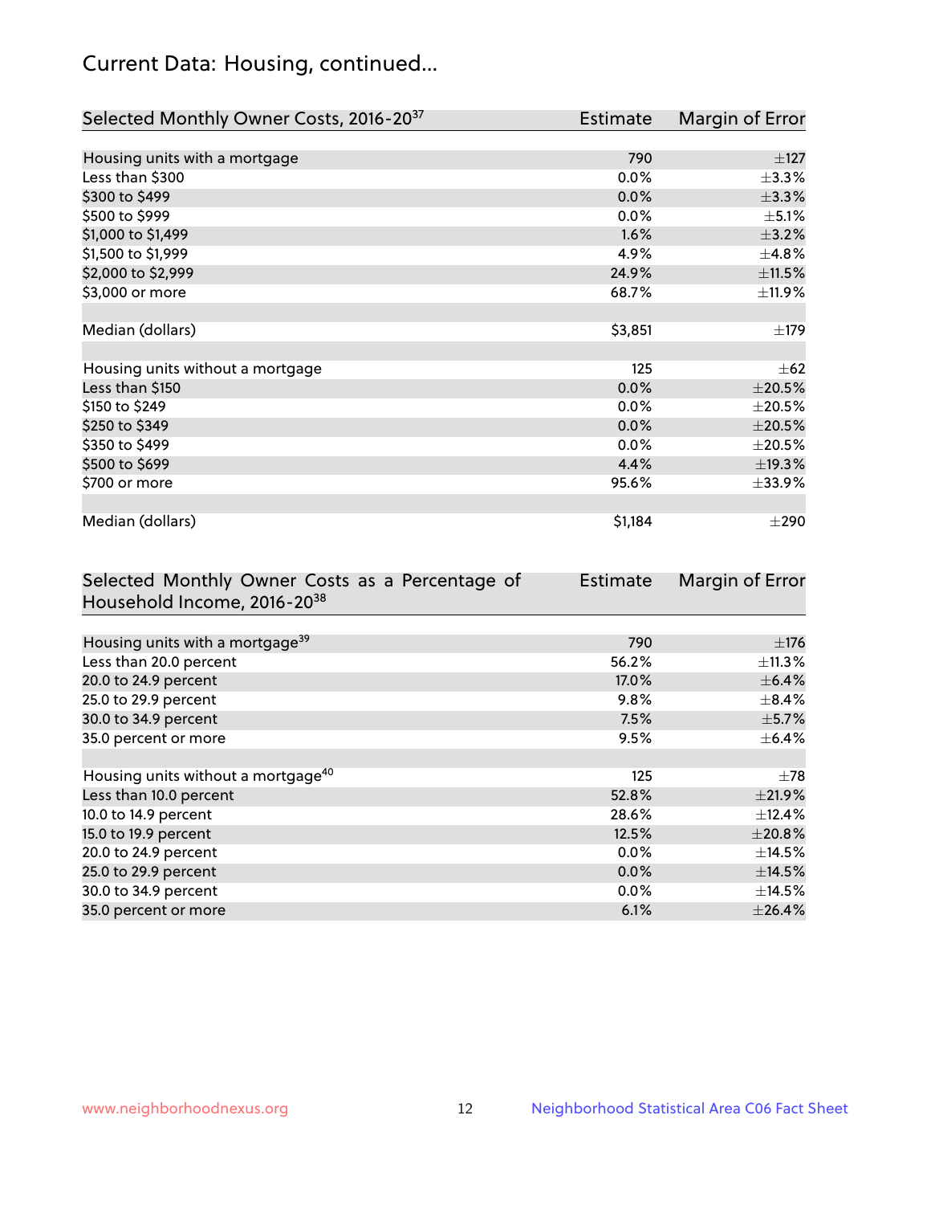## Current Data: Housing, continued...

| Selected Monthly Owner Costs, 2016-20[37] | Estimate | Margin of Error |
|---|---|---|
| Housing units with a mortgage | 790 | ±127 |
| Less than $300 | 0.0% | ±3.3% |
| $300 to $499 | 0.0% | ±3.3% |
| $500 to $999 | 0.0% | ±5.1% |
| $1,000 to $1,499 | 1.6% | ±3.2% |
| $1,500 to $1,999 | 4.9% | ±4.8% |
| $2,000 to $2,999 | 24.9% | ±11.5% |
| $3,000 or more | 68.7% | ±11.9% |
| Median (dollars) | $3,851 | ±179 |
| Housing units without a mortgage | 125 | ±62 |
| Less than $150 | 0.0% | ±20.5% |
| $150 to $249 | 0.0% | ±20.5% |
| $250 to $349 | 0.0% | ±20.5% |
| $350 to $499 | 0.0% | ±20.5% |
| $500 to $699 | 4.4% | ±19.3% |
| $700 or more | 95.6% | ±33.9% |
| Median (dollars) | $1,184 | ±290 |

| Selected Monthly Owner Costs as a Percentage of Household Income, 2016-20[38] | Estimate | Margin of Error |
|---|---|---|
| Housing units with a mortgage[39] | 790 | ±176 |
| Less than 20.0 percent | 56.2% | ±11.3% |
| 20.0 to 24.9 percent | 17.0% | ±6.4% |
| 25.0 to 29.9 percent | 9.8% | ±8.4% |
| 30.0 to 34.9 percent | 7.5% | ±5.7% |
| 35.0 percent or more | 9.5% | ±6.4% |
| Housing units without a mortgage[40] | 125 | ±78 |
| Less than 10.0 percent | 52.8% | ±21.9% |
| 10.0 to 14.9 percent | 28.6% | ±12.4% |
| 15.0 to 19.9 percent | 12.5% | ±20.8% |
| 20.0 to 24.9 percent | 0.0% | ±14.5% |
| 25.0 to 29.9 percent | 0.0% | ±14.5% |
| 30.0 to 34.9 percent | 0.0% | ±14.5% |
| 35.0 percent or more | 6.1% | ±26.4% |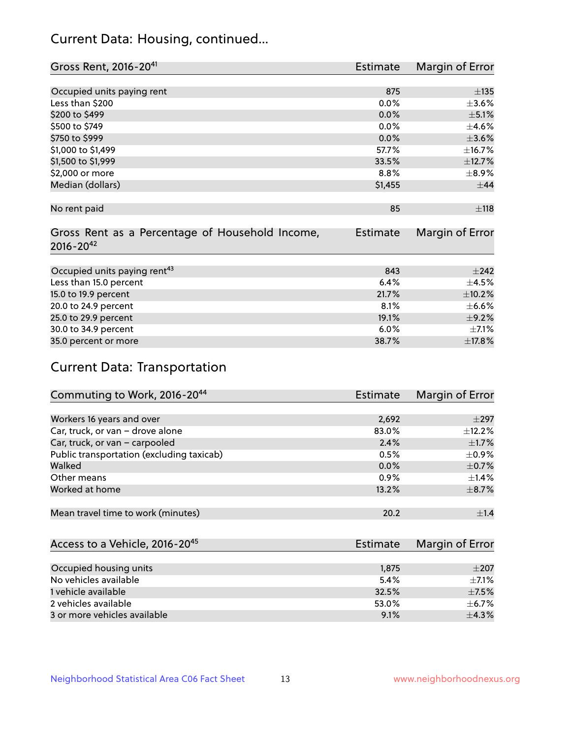## Current Data: Housing, continued...

| Gross Rent, 2016-20[41] | Estimate | Margin of Error |
|---|---|---|
| Occupied units paying rent | 875 | ±135 |
| Less than $200 | 0.0% | ±3.6% |
| $200 to $499 | 0.0% | ±5.1% |
| $500 to $749 | 0.0% | ±4.6% |
| $750 to $999 | 0.0% | ±3.6% |
| $1,000 to $1,499 | 57.7% | ±16.7% |
| $1,500 to $1,999 | 33.5% | ±12.7% |
| $2,000 or more | 8.8% | ±8.9% |
| Median (dollars) | $1,455 | ±44 |
| No rent paid | 85 | ±118 |

| Gross Rent as a Percentage of Household Income, 2016-20[42] | Estimate | Margin of Error |
|---|---|---|
| Occupied units paying rent[43] | 843 | ±242 |
| Less than 15.0 percent | 6.4% | ±4.5% |
| 15.0 to 19.9 percent | 21.7% | ±10.2% |
| 20.0 to 24.9 percent | 8.1% | ±6.6% |
| 25.0 to 29.9 percent | 19.1% | ±9.2% |
| 30.0 to 34.9 percent | 6.0% | ±7.1% |
| 35.0 percent or more | 38.7% | ±17.8% |

## Current Data: Transportation

| Commuting to Work, 2016-20[44] | Estimate | Margin of Error |
|---|---|---|
| Workers 16 years and over | 2,692 | ±297 |
| Car, truck, or van – drove alone | 83.0% | ±12.2% |
| Car, truck, or van – carpooled | 2.4% | ±1.7% |
| Public transportation (excluding taxicab) | 0.5% | ±0.9% |
| Walked | 0.0% | ±0.7% |
| Other means | 0.9% | ±1.4% |
| Worked at home | 13.2% | ±8.7% |
| Mean travel time to work (minutes) | 20.2 | ±1.4 |

| Access to a Vehicle, 2016-20[45] | Estimate | Margin of Error |
|---|---|---|
| Occupied housing units | 1,875 | ±207 |
| No vehicles available | 5.4% | ±7.1% |
| 1 vehicle available | 32.5% | ±7.5% |
| 2 vehicles available | 53.0% | ±6.7% |
| 3 or more vehicles available | 9.1% | ±4.3% |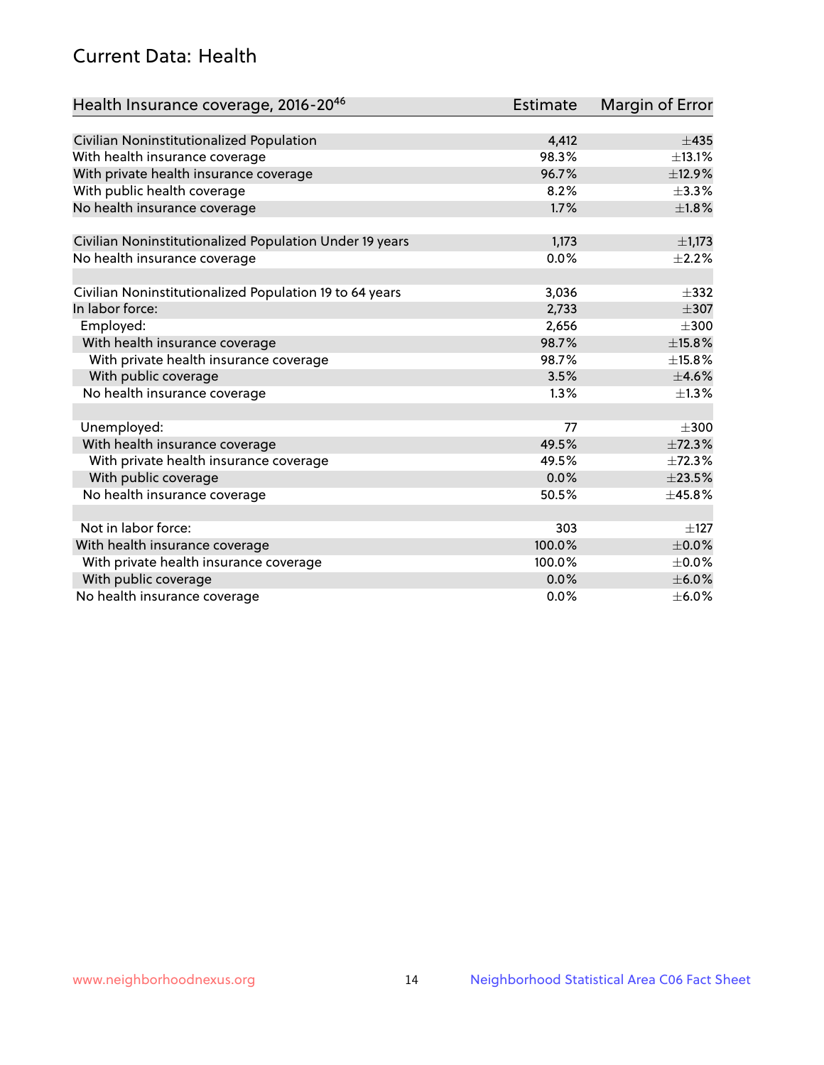## Current Data: Health

| Health Insurance coverage, 2016-20[46] | Estimate | Margin of Error |
|---|---|---|
| Civilian Noninstitutionalized Population | 4,412 | ±435 |
| With health insurance coverage | 98.3% | ±13.1% |
| With private health insurance coverage | 96.7% | ±12.9% |
| With public health coverage | 8.2% | ±3.3% |
| No health insurance coverage | 1.7% | ±1.8% |
| | | |
| Civilian Noninstitutionalized Population Under 19 years | 1,173 | ±1,173 |
| No health insurance coverage | 0.0% | ±2.2% |
| | | |
| Civilian Noninstitutionalized Population 19 to 64 years | 3,036 | ±332 |
| In labor force: | 2,733 | ±307 |
| Employed: | 2,656 | ±300 |
| With health insurance coverage | 98.7% | ±15.8% |
| With private health insurance coverage | 98.7% | ±15.8% |
| With public coverage | 3.5% | ±4.6% |
| No health insurance coverage | 1.3% | ±1.3% |
| | | |
| Unemployed: | 77 | ±300 |
| With health insurance coverage | 49.5% | ±72.3% |
| With private health insurance coverage | 49.5% | ±72.3% |
| With public coverage | 0.0% | ±23.5% |
| No health insurance coverage | 50.5% | ±45.8% |
| | | |
| Not in labor force: | 303 | ±127 |
| With health insurance coverage | 100.0% | ±0.0% |
| With private health insurance coverage | 100.0% | ±0.0% |
| With public coverage | 0.0% | ±6.0% |
| No health insurance coverage | 0.0% | ±6.0% |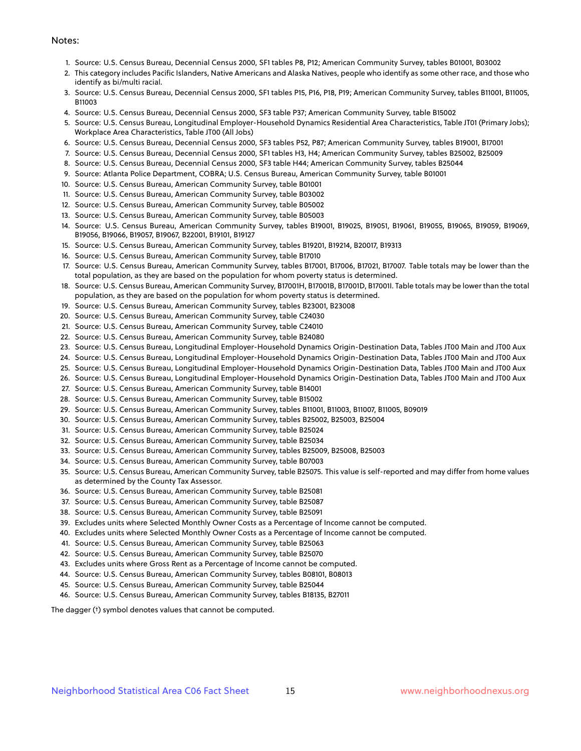Notes:

1. Source: U.S. Census Bureau, Decennial Census 2000, SF1 tables P8, P12; American Community Survey, tables B01001, B03002
2. This category includes Pacific Islanders, Native Americans and Alaska Natives, people who identify as some other race, and those who identify as bi/multi racial.
3. Source: U.S. Census Bureau, Decennial Census 2000, SF1 tables P15, P16, P18, P19; American Community Survey, tables B11001, B11005, B11003
4. Source: U.S. Census Bureau, Decennial Census 2000, SF3 table P37; American Community Survey, table B15002
5. Source: U.S. Census Bureau, Longitudinal Employer-Household Dynamics Residential Area Characteristics, Table JT01 (Primary Jobs); Workplace Area Characteristics, Table JT00 (All Jobs)
6. Source: U.S. Census Bureau, Decennial Census 2000, SF3 tables P52, P87; American Community Survey, tables B19001, B17001
7. Source: U.S. Census Bureau, Decennial Census 2000, SF1 tables H3, H4; American Community Survey, tables B25002, B25009
8. Source: U.S. Census Bureau, Decennial Census 2000, SF3 table H44; American Community Survey, tables B25044
9. Source: Atlanta Police Department, COBRA; U.S. Census Bureau, American Community Survey, table B01001
10. Source: U.S. Census Bureau, American Community Survey, table B01001
11. Source: U.S. Census Bureau, American Community Survey, table B03002
12. Source: U.S. Census Bureau, American Community Survey, table B05002
13. Source: U.S. Census Bureau, American Community Survey, table B05003
14. Source: U.S. Census Bureau, American Community Survey, tables B19001, B19025, B19051, B19061, B19055, B19065, B19059, B19069, B19056, B19066, B19057, B19067, B22001, B19101, B19127
15. Source: U.S. Census Bureau, American Community Survey, tables B19201, B19214, B20017, B19313
16. Source: U.S. Census Bureau, American Community Survey, table B17010
17. Source: U.S. Census Bureau, American Community Survey, tables B17001, B17006, B17021, B17007. Table totals may be lower than the total population, as they are based on the population for whom poverty status is determined.
18. Source: U.S. Census Bureau, American Community Survey, B17001H, B17001B, B17001D, B17001I. Table totals may be lower than the total population, as they are based on the population for whom poverty status is determined.
19. Source: U.S. Census Bureau, American Community Survey, tables B23001, B23008
20. Source: U.S. Census Bureau, American Community Survey, table C24030
21. Source: U.S. Census Bureau, American Community Survey, table C24010
22. Source: U.S. Census Bureau, American Community Survey, table B24080
23. Source: U.S. Census Bureau, Longitudinal Employer-Household Dynamics Origin-Destination Data, Tables JT00 Main and JT00 Aux
24. Source: U.S. Census Bureau, Longitudinal Employer-Household Dynamics Origin-Destination Data, Tables JT00 Main and JT00 Aux
25. Source: U.S. Census Bureau, Longitudinal Employer-Household Dynamics Origin-Destination Data, Tables JT00 Main and JT00 Aux
26. Source: U.S. Census Bureau, Longitudinal Employer-Household Dynamics Origin-Destination Data, Tables JT00 Main and JT00 Aux
27. Source: U.S. Census Bureau, American Community Survey, table B14001
28. Source: U.S. Census Bureau, American Community Survey, table B15002
29. Source: U.S. Census Bureau, American Community Survey, tables B11001, B11003, B11007, B11005, B09019
30. Source: U.S. Census Bureau, American Community Survey, tables B25002, B25003, B25004
31. Source: U.S. Census Bureau, American Community Survey, table B25024
32. Source: U.S. Census Bureau, American Community Survey, table B25034
33. Source: U.S. Census Bureau, American Community Survey, tables B25009, B25008, B25003
34. Source: U.S. Census Bureau, American Community Survey, table B07003
35. Source: U.S. Census Bureau, American Community Survey, table B25075. This value is self-reported and may differ from home values as determined by the County Tax Assessor.
36. Source: U.S. Census Bureau, American Community Survey, table B25081
37. Source: U.S. Census Bureau, American Community Survey, table B25087
38. Source: U.S. Census Bureau, American Community Survey, table B25091
39. Excludes units where Selected Monthly Owner Costs as a Percentage of Income cannot be computed.
40. Excludes units where Selected Monthly Owner Costs as a Percentage of Income cannot be computed.
41. Source: U.S. Census Bureau, American Community Survey, table B25063
42. Source: U.S. Census Bureau, American Community Survey, table B25070
43. Excludes units where Gross Rent as a Percentage of Income cannot be computed.
44. Source: U.S. Census Bureau, American Community Survey, tables B08101, B08013
45. Source: U.S. Census Bureau, American Community Survey, table B25044
46. Source: U.S. Census Bureau, American Community Survey, tables B18135, B27011

The dagger (†) symbol denotes values that cannot be computed.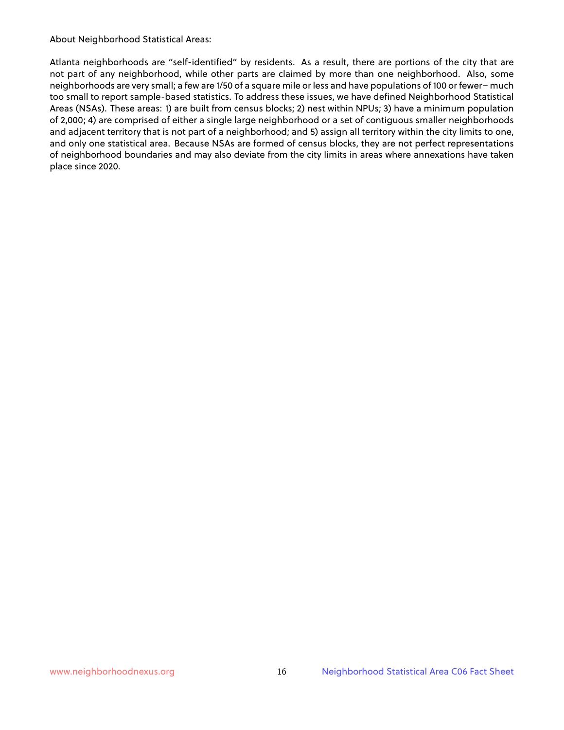About Neighborhood Statistical Areas:

Atlanta neighborhoods are "self-identified" by residents. As a result, there are portions of the city that are not part of any neighborhood, while other parts are claimed by more than one neighborhood. Also, some neighborhoods are very small; a few are 1/50 of a square mile or less and have populations of 100 or fewer– much too small to report sample-based statistics. To address these issues, we have defined Neighborhood Statistical Areas (NSAs). These areas: 1) are built from census blocks; 2) nest within NPUs; 3) have a minimum population of 2,000; 4) are comprised of either a single large neighborhood or a set of contiguous smaller neighborhoods and adjacent territory that is not part of a neighborhood; and 5) assign all territory within the city limits to one, and only one statistical area. Because NSAs are formed of census blocks, they are not perfect representations of neighborhood boundaries and may also deviate from the city limits in areas where annexations have taken place since 2020.